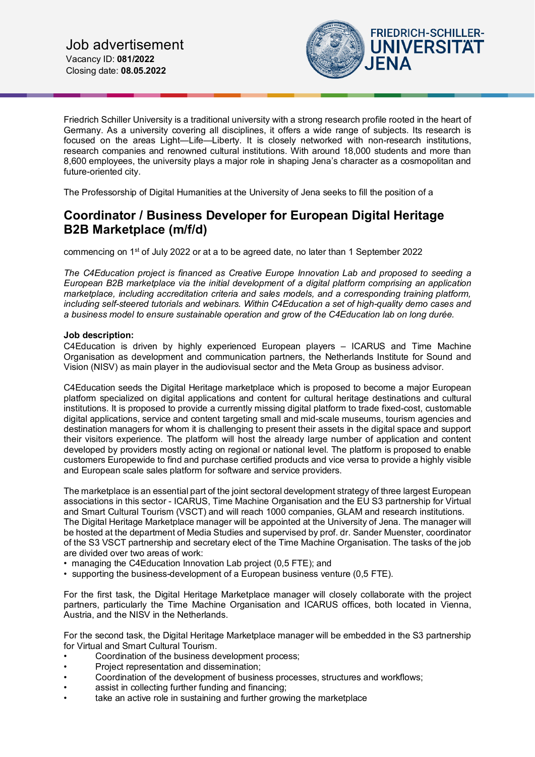# Job advertisement

Vacancy ID: **081/2022**
Closing date: **08.05.2022**

Friedrich Schiller University is a traditional university with a strong research profile rooted in the heart of Germany. As a university covering all disciplines, it offers a wide range of subjects. Its research is focused on the areas Light—Life—Liberty. It is closely networked with non-research institutions, research companies and renowned cultural institutions. With around 18,000 students and more than 8,600 employees, the university plays a major role in shaping Jena's character as a cosmopolitan and future-oriented city.

The Professorship of Digital Humanities at the University of Jena seeks to fill the position of a

## Coordinator / Business Developer for European Digital Heritage B2B Marketplace (m/f/d)

commencing on 1st of July 2022 or at a to be agreed date, no later than 1 September 2022

*The C4Education project is financed as Creative Europe Innovation Lab and proposed to seeding a European B2B marketplace via the initial development of a digital platform comprising an application marketplace, including accreditation criteria and sales models, and a corresponding training platform, including self-steered tutorials and webinars. Within C4Education a set of high-quality demo cases and a business model to ensure sustainable operation and grow of the C4Education lab on long durée.*

**Job description:**
C4Education is driven by highly experienced European players – ICARUS and Time Machine Organisation as development and communication partners, the Netherlands Institute for Sound and Vision (NISV) as main player in the audiovisual sector and the Meta Group as business advisor.

C4Education seeds the Digital Heritage marketplace which is proposed to become a major European platform specialized on digital applications and content for cultural heritage destinations and cultural institutions. It is proposed to provide a currently missing digital platform to trade fixed-cost, customable digital applications, service and content targeting small and mid-scale museums, tourism agencies and destination managers for whom it is challenging to present their assets in the digital space and support their visitors experience. The platform will host the already large number of application and content developed by providers mostly acting on regional or national level. The platform is proposed to enable customers Europewide to find and purchase certified products and vice versa to provide a highly visible and European scale sales platform for software and service providers.

The marketplace is an essential part of the joint sectoral development strategy of three largest European associations in this sector - ICARUS, Time Machine Organisation and the EU S3 partnership for Virtual and Smart Cultural Tourism (VSCT) and will reach 1000 companies, GLAM and research institutions.
The Digital Heritage Marketplace manager will be appointed at the University of Jena. The manager will be hosted at the department of Media Studies and supervised by prof. dr. Sander Muenster, coordinator of the S3 VSCT partnership and secretary elect of the Time Machine Organisation. The tasks of the job are divided over two areas of work:

- managing the C4Education Innovation Lab project (0,5 FTE); and
- supporting the business-development of a European business venture (0,5 FTE).

For the first task, the Digital Heritage Marketplace manager will closely collaborate with the project partners, particularly the Time Machine Organisation and ICARUS offices, both located in Vienna, Austria, and the NISV in the Netherlands.

For the second task, the Digital Heritage Marketplace manager will be embedded in the S3 partnership for Virtual and Smart Cultural Tourism.

- Coordination of the business development process;
- Project representation and dissemination;
- Coordination of the development of business processes, structures and workflows;
- assist in collecting further funding and financing;
- take an active role in sustaining and further growing the marketplace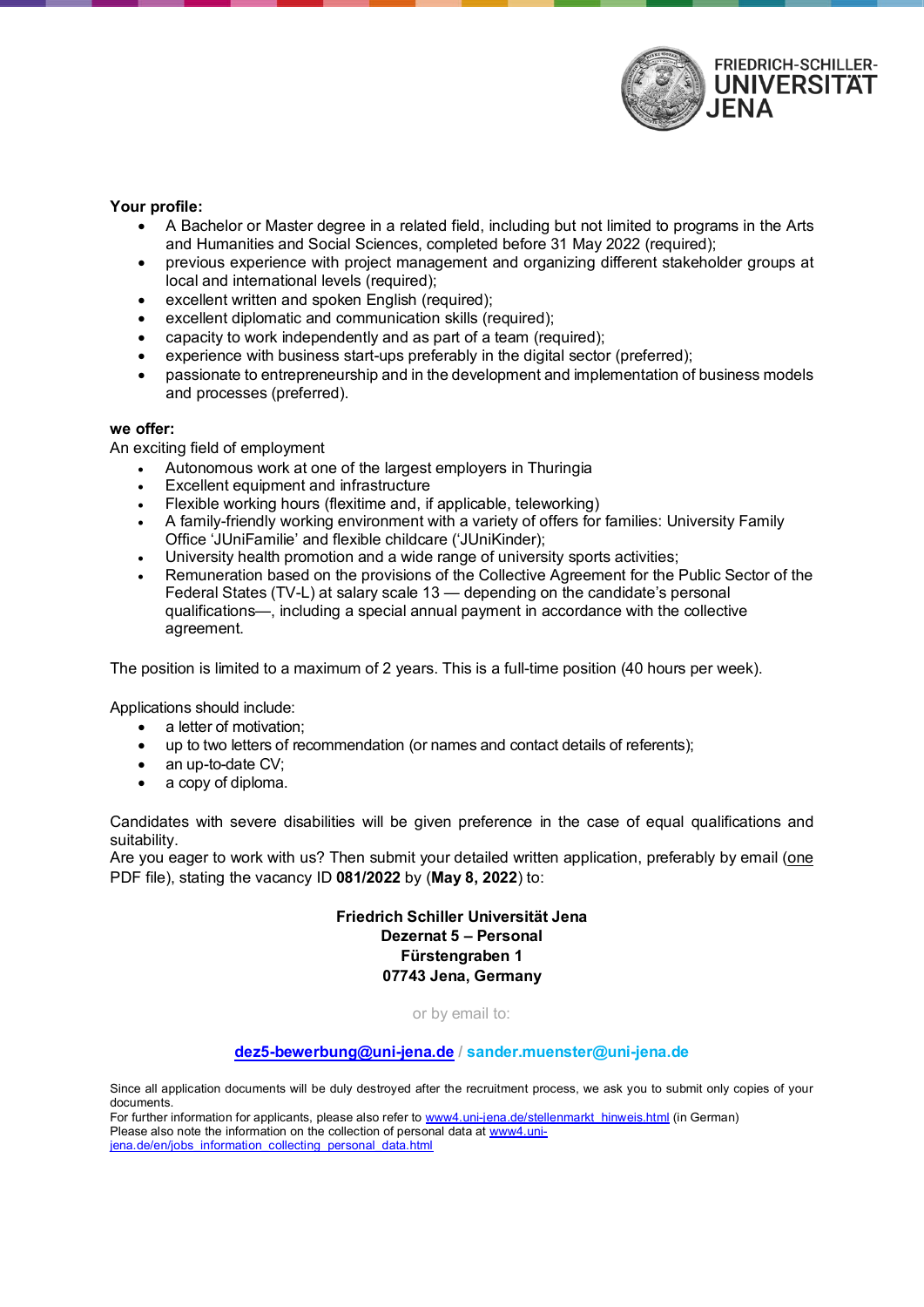**Your profile:**

- A Bachelor or Master degree in a related field, including but not limited to programs in the Arts and Humanities and Social Sciences, completed before 31 May 2022 (required);
- previous experience with project management and organizing different stakeholder groups at local and international levels (required);
- excellent written and spoken English (required);
- excellent diplomatic and communication skills (required);
- capacity to work independently and as part of a team (required);
- experience with business start-ups preferably in the digital sector (preferred);
- passionate to entrepreneurship and in the development and implementation of business models and processes (preferred).

**we offer:**

An exciting field of employment

- Autonomous work at one of the largest employers in Thuringia
- Excellent equipment and infrastructure
- Flexible working hours (flexitime and, if applicable, teleworking)
- A family-friendly working environment with a variety of offers for families: University Family Office 'JUniFamilie' and flexible childcare ('JUniKinder);
- University health promotion and a wide range of university sports activities;
- Remuneration based on the provisions of the Collective Agreement for the Public Sector of the Federal States (TV-L) at salary scale 13 — depending on the candidate's personal qualifications—, including a special annual payment in accordance with the collective agreement.

The position is limited to a maximum of 2 years. This is a full-time position (40 hours per week).

Applications should include:

- a letter of motivation;
- up to two letters of recommendation (or names and contact details of referents);
- an up-to-date CV;
- a copy of diploma.

Candidates with severe disabilities will be given preference in the case of equal qualifications and suitability.

Are you eager to work with us? Then submit your detailed written application, preferably by email (one PDF file), stating the vacancy ID **081/2022** by (**May 8, 2022**) to:

**Friedrich Schiller Universität Jena**
**Dezernat 5 – Personal**
**Fürstengraben 1**
**07743 Jena, Germany**

or by email to:

**dez5-bewerbung@uni-jena.de / sander.muenster@uni-jena.de**

Since all application documents will be duly destroyed after the recruitment process, we ask you to submit only copies of your documents.
For further information for applicants, please also refer to www4.uni-jena.de/stellenmarkt_hinweis.html (in German)
Please also note the information on the collection of personal data at www4.uni-jena.de/en/jobs_information_collecting_personal_data.html